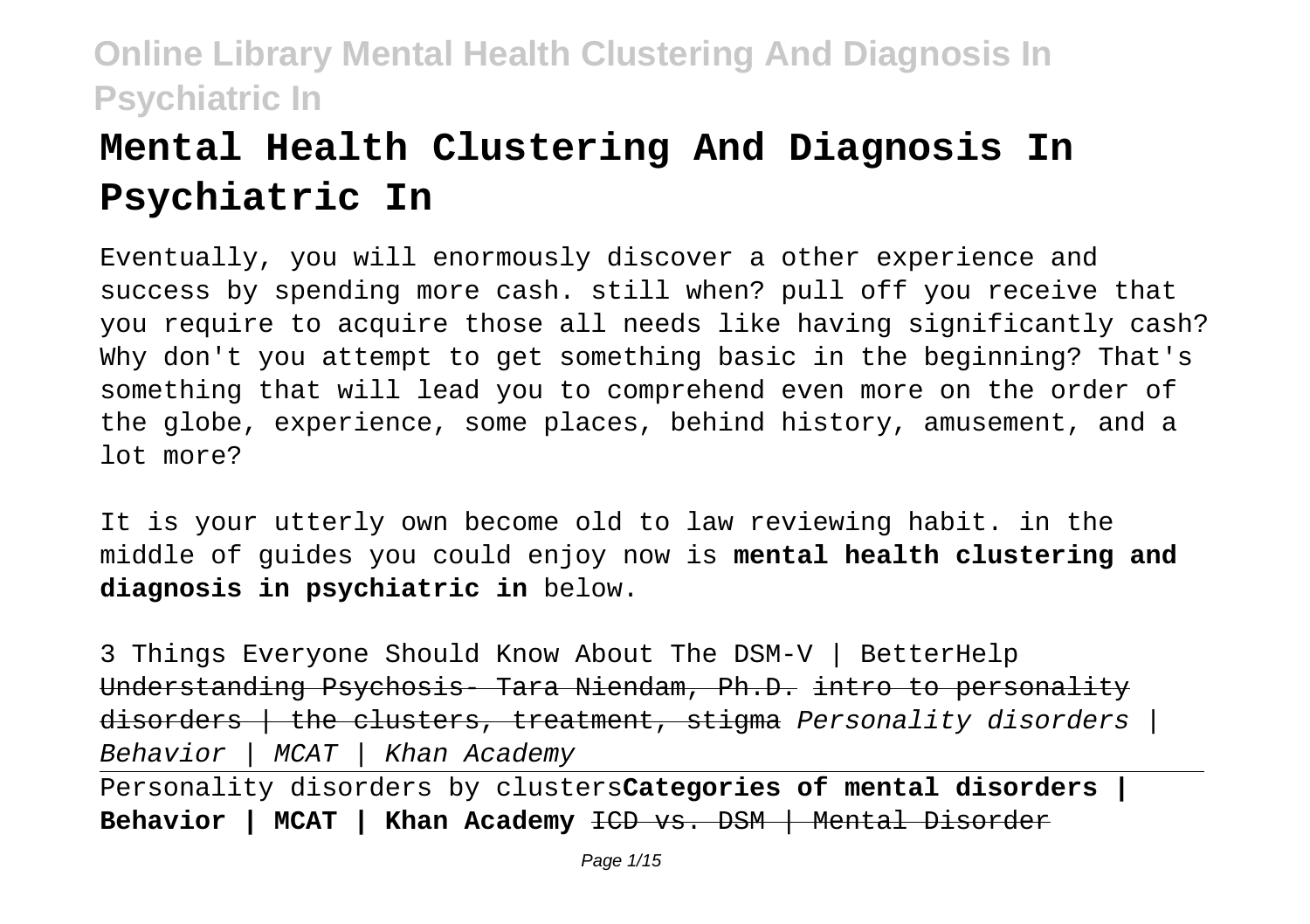# Mental Health Clustering And Diagnosis In Psychiatric In

Eventually, you will enormously discover a other experience and success by spending more cash. still when? pull off you receive that you require to acquire those all needs like having significantly cash? Why don't you attempt to get something basic in the beginning? That's something that will lead you to comprehend even more on the order of the globe, experience, some places, behind history, amusement, and a lot more?

It is your utterly own become old to law reviewing habit. in the middle of guides you could enjoy now is **mental health clustering and diagnosis in psychiatric in** below.

3 Things Everyone Should Know About The DSM-V | BetterHelp ~~Understanding Psychosis- Tara Niendam, Ph.D.~~ ~~intro to personality disorders | the clusters, treatment, stigma~~ *Personality disorders | Behavior | MCAT | Khan Academy*

Personality disorders by clusters**Categories of mental disorders | Behavior | MCAT | Khan Academy** ~~ICD vs. DSM | Mental Disorder~~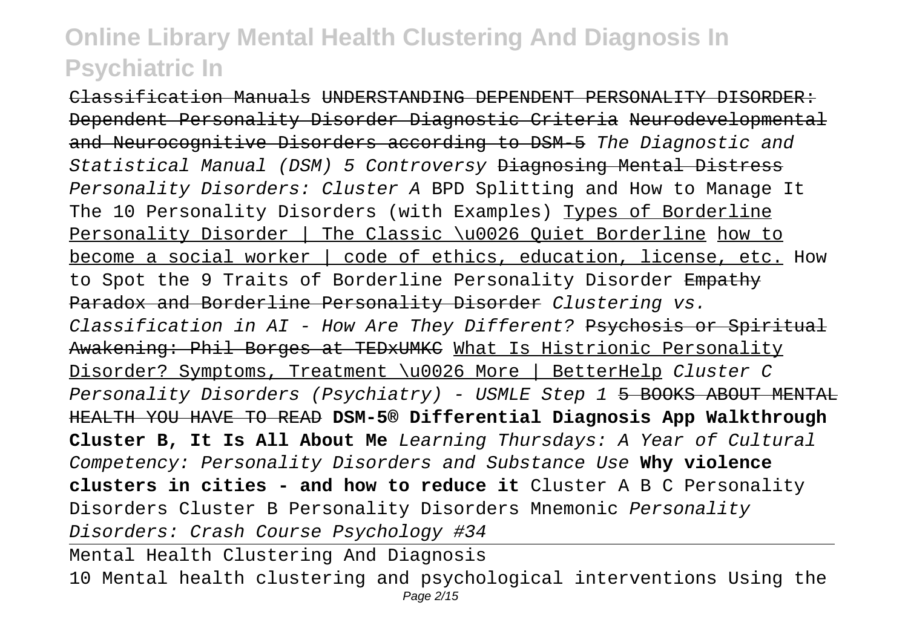~~Classification Manuals~~ ~~UNDERSTANDING DEPENDENT PERSONALITY DISORDER: Dependent Personality Disorder Diagnostic Criteria~~ ~~Neurodevelopmental and Neurocognitive Disorders according to DSM-5~~ *The Diagnostic and Statistical Manual (DSM) 5 Controversy* ~~Diagnosing Mental Distress~~ *Personality Disorders: Cluster A* BPD Splitting and How to Manage It The 10 Personality Disorders (with Examples) Types of Borderline Personality Disorder | The Classic \u0026 Quiet Borderline how to become a social worker | code of ethics, education, license, etc. How to Spot the 9 Traits of Borderline Personality Disorder ~~Empathy Paradox and Borderline Personality Disorder~~ *Clustering vs. Classification in AI - How Are They Different?* ~~Psychosis or Spiritual Awakening: Phil Borges at TEDxUMKC~~ What Is Histrionic Personality Disorder? Symptoms, Treatment \u0026 More | BetterHelp *Cluster C Personality Disorders (Psychiatry) - USMLE Step 1* ~~5 BOOKS ABOUT MENTAL HEALTH YOU HAVE TO READ~~ **DSM-5® Differential Diagnosis App Walkthrough** **Cluster B, It Is All About Me** *Learning Thursdays: A Year of Cultural Competency: Personality Disorders and Substance Use* **Why violence clusters in cities - and how to reduce it** Cluster A B C Personality Disorders Cluster B Personality Disorders Mnemonic *Personality Disorders: Crash Course Psychology #34*

## Mental Health Clustering And Diagnosis

10 Mental health clustering and psychological interventions Using the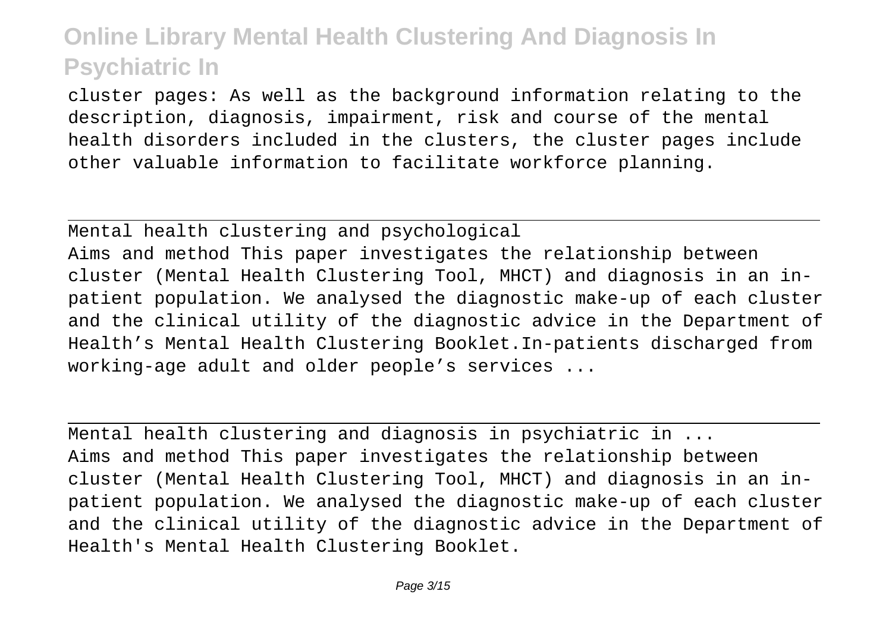cluster pages: As well as the background information relating to the description, diagnosis, impairment, risk and course of the mental health disorders included in the clusters, the cluster pages include other valuable information to facilitate workforce planning.

## Mental health clustering and psychological

Aims and method This paper investigates the relationship between cluster (Mental Health Clustering Tool, MHCT) and diagnosis in an in-patient population. We analysed the diagnostic make-up of each cluster and the clinical utility of the diagnostic advice in the Department of Health's Mental Health Clustering Booklet.In-patients discharged from working-age adult and older people's services ...

## Mental health clustering and diagnosis in psychiatric in ...

Aims and method This paper investigates the relationship between cluster (Mental Health Clustering Tool, MHCT) and diagnosis in an in-patient population. We analysed the diagnostic make-up of each cluster and the clinical utility of the diagnostic advice in the Department of Health's Mental Health Clustering Booklet.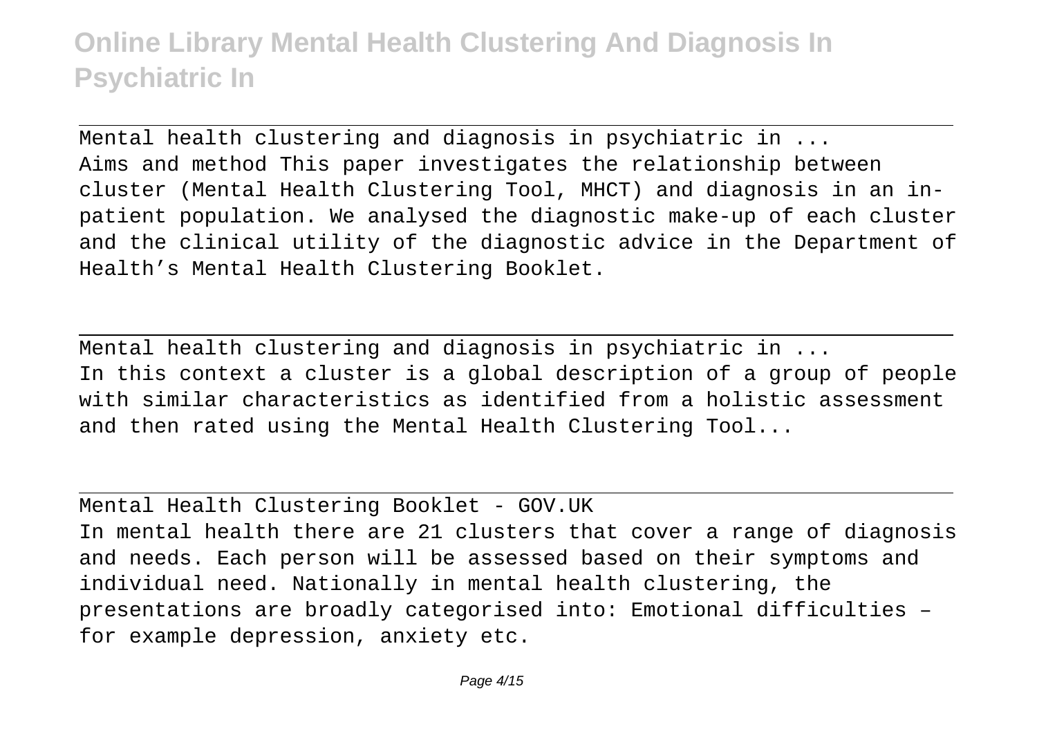Mental health clustering and diagnosis in psychiatric in ...
Aims and method This paper investigates the relationship between cluster (Mental Health Clustering Tool, MHCT) and diagnosis in an in-patient population. We analysed the diagnostic make-up of each cluster and the clinical utility of the diagnostic advice in the Department of Health's Mental Health Clustering Booklet.

Mental health clustering and diagnosis in psychiatric in ...
In this context a cluster is a global description of a group of people with similar characteristics as identified from a holistic assessment and then rated using the Mental Health Clustering Tool...

Mental Health Clustering Booklet - GOV.UK
In mental health there are 21 clusters that cover a range of diagnosis and needs. Each person will be assessed based on their symptoms and individual need. Nationally in mental health clustering, the presentations are broadly categorised into: Emotional difficulties – for example depression, anxiety etc.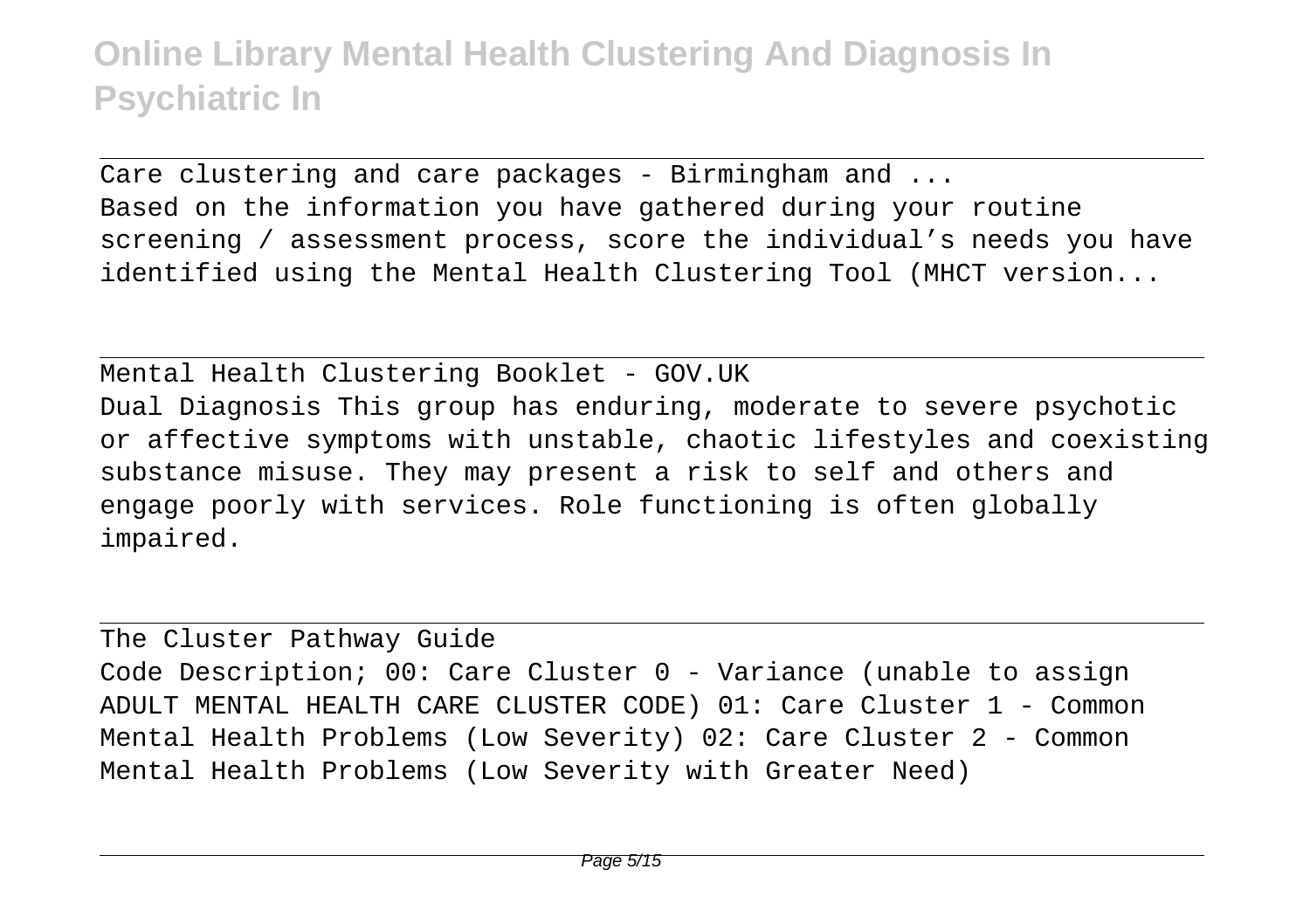Care clustering and care packages - Birmingham and ...
Based on the information you have gathered during your routine screening / assessment process, score the individual's needs you have identified using the Mental Health Clustering Tool (MHCT version...

Mental Health Clustering Booklet - GOV.UK
Dual Diagnosis This group has enduring, moderate to severe psychotic or affective symptoms with unstable, chaotic lifestyles and coexisting substance misuse. They may present a risk to self and others and engage poorly with services. Role functioning is often globally impaired.

The Cluster Pathway Guide
Code Description; 00: Care Cluster 0 - Variance (unable to assign ADULT MENTAL HEALTH CARE CLUSTER CODE) 01: Care Cluster 1 - Common Mental Health Problems (Low Severity) 02: Care Cluster 2 - Common Mental Health Problems (Low Severity with Greater Need)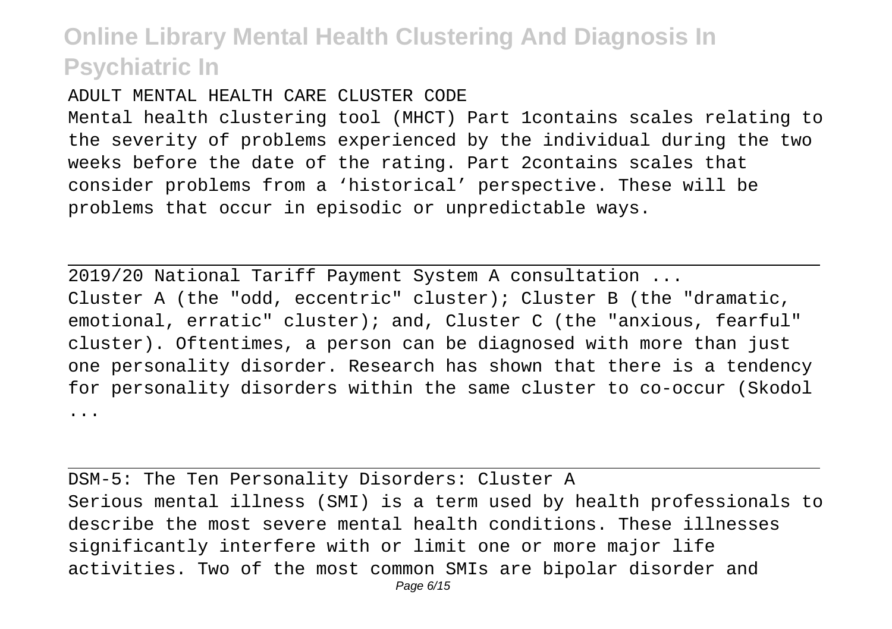ADULT MENTAL HEALTH CARE CLUSTER CODE

Mental health clustering tool (MHCT) Part 1contains scales relating to the severity of problems experienced by the individual during the two weeks before the date of the rating. Part 2contains scales that consider problems from a 'historical' perspective. These will be problems that occur in episodic or unpredictable ways.

## 2019/20 National Tariff Payment System A consultation ...

Cluster A (the "odd, eccentric" cluster); Cluster B (the "dramatic, emotional, erratic" cluster); and, Cluster C (the "anxious, fearful" cluster). Oftentimes, a person can be diagnosed with more than just one personality disorder. Research has shown that there is a tendency for personality disorders within the same cluster to co-occur (Skodol ...

## DSM-5: The Ten Personality Disorders: Cluster A

Serious mental illness (SMI) is a term used by health professionals to describe the most severe mental health conditions. These illnesses significantly interfere with or limit one or more major life activities. Two of the most common SMIs are bipolar disorder and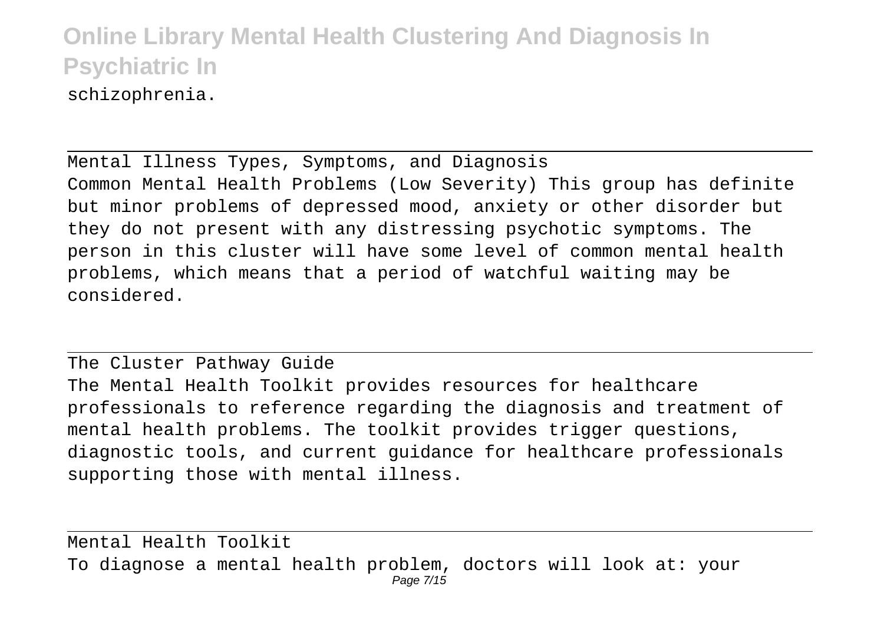schizophrenia.

## Mental Illness Types, Symptoms, and Diagnosis

Common Mental Health Problems (Low Severity) This group has definite but minor problems of depressed mood, anxiety or other disorder but they do not present with any distressing psychotic symptoms. The person in this cluster will have some level of common mental health problems, which means that a period of watchful waiting may be considered.

## The Cluster Pathway Guide

The Mental Health Toolkit provides resources for healthcare professionals to reference regarding the diagnosis and treatment of mental health problems. The toolkit provides trigger questions, diagnostic tools, and current guidance for healthcare professionals supporting those with mental illness.

## Mental Health Toolkit

To diagnose a mental health problem, doctors will look at: your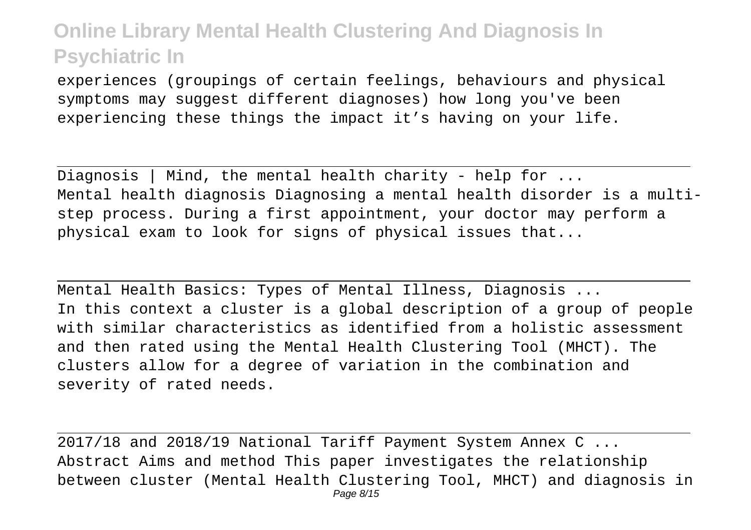experiences (groupings of certain feelings, behaviours and physical symptoms may suggest different diagnoses) how long you've been experiencing these things the impact it’s having on your life.

---

Diagnosis | Mind, the mental health charity - help for ...
Mental health diagnosis Diagnosing a mental health disorder is a multi-step process. During a first appointment, your doctor may perform a physical exam to look for signs of physical issues that...

---

Mental Health Basics: Types of Mental Illness, Diagnosis ...
In this context a cluster is a global description of a group of people with similar characteristics as identified from a holistic assessment and then rated using the Mental Health Clustering Tool (MHCT). The clusters allow for a degree of variation in the combination and severity of rated needs.

---

2017/18 and 2018/19 National Tariff Payment System Annex C ...
Abstract Aims and method This paper investigates the relationship between cluster (Mental Health Clustering Tool, MHCT) and diagnosis in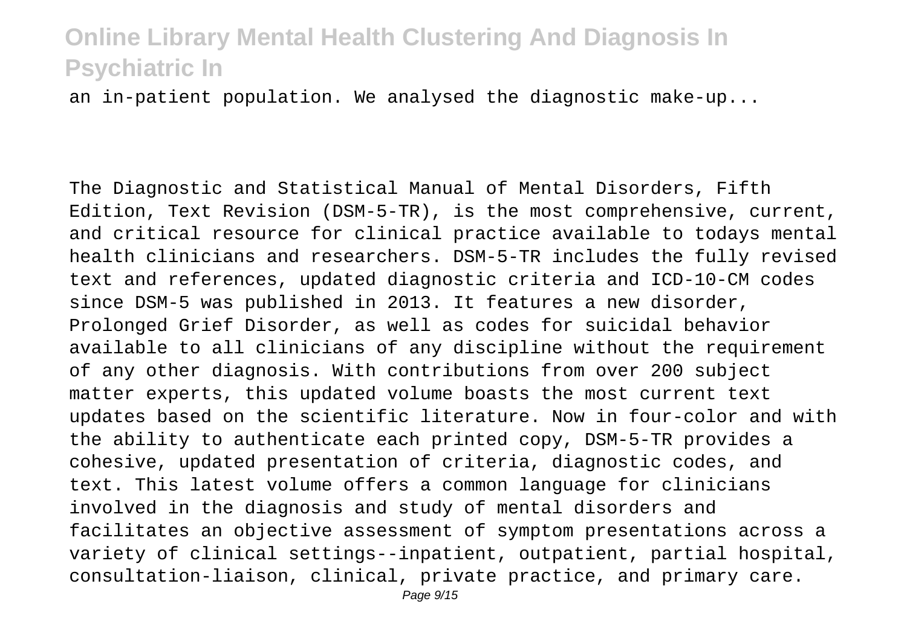an in-patient population. We analysed the diagnostic make-up...

The Diagnostic and Statistical Manual of Mental Disorders, Fifth Edition, Text Revision (DSM-5-TR), is the most comprehensive, current, and critical resource for clinical practice available to todays mental health clinicians and researchers. DSM-5-TR includes the fully revised text and references, updated diagnostic criteria and ICD-10-CM codes since DSM-5 was published in 2013. It features a new disorder, Prolonged Grief Disorder, as well as codes for suicidal behavior available to all clinicians of any discipline without the requirement of any other diagnosis. With contributions from over 200 subject matter experts, this updated volume boasts the most current text updates based on the scientific literature. Now in four-color and with the ability to authenticate each printed copy, DSM-5-TR provides a cohesive, updated presentation of criteria, diagnostic codes, and text. This latest volume offers a common language for clinicians involved in the diagnosis and study of mental disorders and facilitates an objective assessment of symptom presentations across a variety of clinical settings--inpatient, outpatient, partial hospital, consultation-liaison, clinical, private practice, and primary care.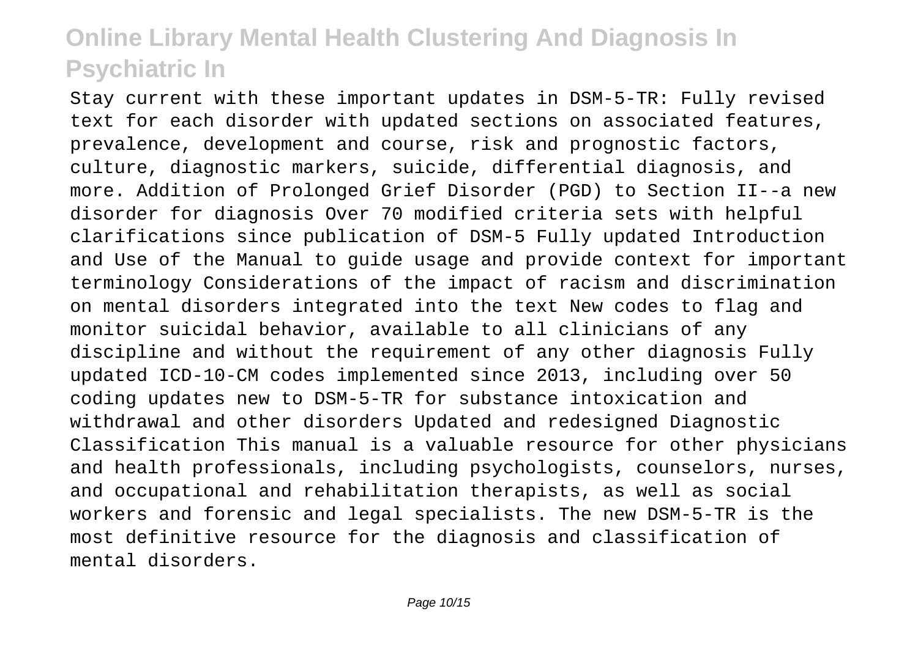Stay current with these important updates in DSM-5-TR: Fully revised text for each disorder with updated sections on associated features, prevalence, development and course, risk and prognostic factors, culture, diagnostic markers, suicide, differential diagnosis, and more. Addition of Prolonged Grief Disorder (PGD) to Section II--a new disorder for diagnosis Over 70 modified criteria sets with helpful clarifications since publication of DSM-5 Fully updated Introduction and Use of the Manual to guide usage and provide context for important terminology Considerations of the impact of racism and discrimination on mental disorders integrated into the text New codes to flag and monitor suicidal behavior, available to all clinicians of any discipline and without the requirement of any other diagnosis Fully updated ICD-10-CM codes implemented since 2013, including over 50 coding updates new to DSM-5-TR for substance intoxication and withdrawal and other disorders Updated and redesigned Diagnostic Classification This manual is a valuable resource for other physicians and health professionals, including psychologists, counselors, nurses, and occupational and rehabilitation therapists, as well as social workers and forensic and legal specialists. The new DSM-5-TR is the most definitive resource for the diagnosis and classification of mental disorders.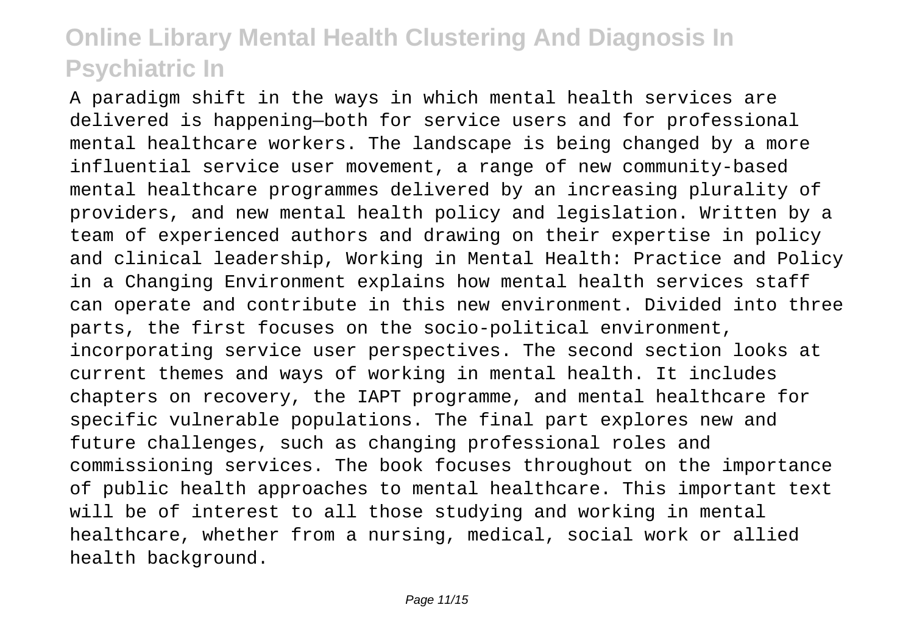A paradigm shift in the ways in which mental health services are delivered is happening—both for service users and for professional mental healthcare workers. The landscape is being changed by a more influential service user movement, a range of new community-based mental healthcare programmes delivered by an increasing plurality of providers, and new mental health policy and legislation. Written by a team of experienced authors and drawing on their expertise in policy and clinical leadership, Working in Mental Health: Practice and Policy in a Changing Environment explains how mental health services staff can operate and contribute in this new environment. Divided into three parts, the first focuses on the socio-political environment, incorporating service user perspectives. The second section looks at current themes and ways of working in mental health. It includes chapters on recovery, the IAPT programme, and mental healthcare for specific vulnerable populations. The final part explores new and future challenges, such as changing professional roles and commissioning services. The book focuses throughout on the importance of public health approaches to mental healthcare. This important text will be of interest to all those studying and working in mental healthcare, whether from a nursing, medical, social work or allied health background.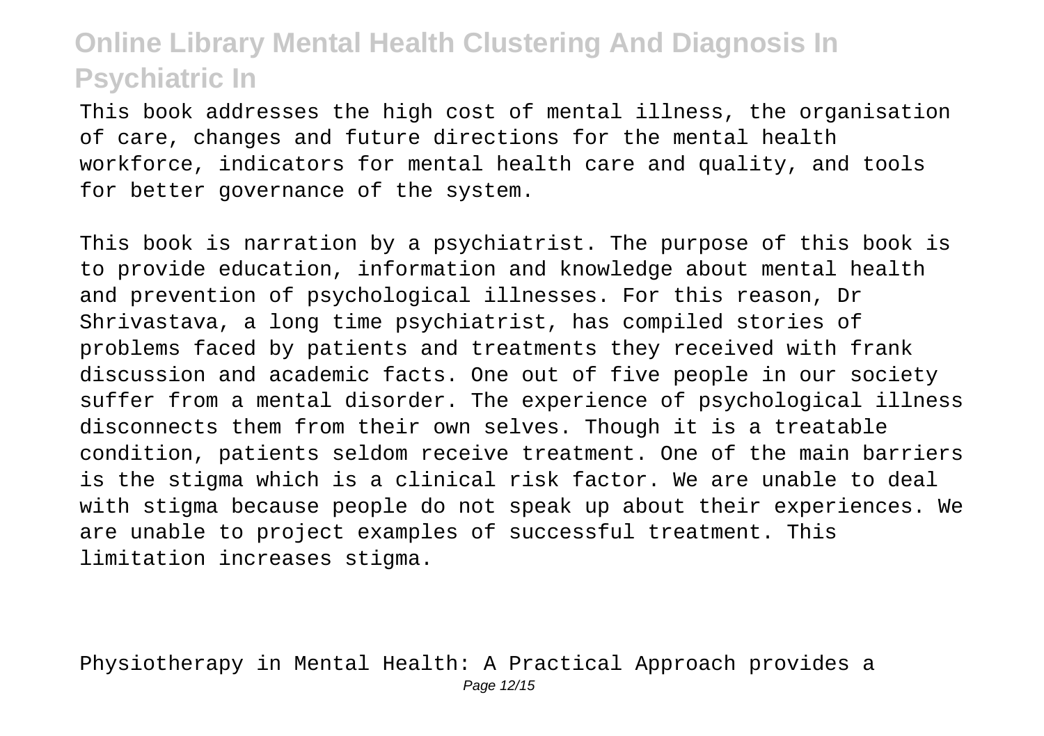This book addresses the high cost of mental illness, the organisation of care, changes and future directions for the mental health workforce, indicators for mental health care and quality, and tools for better governance of the system.

This book is narration by a psychiatrist. The purpose of this book is to provide education, information and knowledge about mental health and prevention of psychological illnesses. For this reason, Dr Shrivastava, a long time psychiatrist, has compiled stories of problems faced by patients and treatments they received with frank discussion and academic facts. One out of five people in our society suffer from a mental disorder. The experience of psychological illness disconnects them from their own selves. Though it is a treatable condition, patients seldom receive treatment. One of the main barriers is the stigma which is a clinical risk factor. We are unable to deal with stigma because people do not speak up about their experiences. We are unable to project examples of successful treatment. This limitation increases stigma.

Physiotherapy in Mental Health: A Practical Approach provides a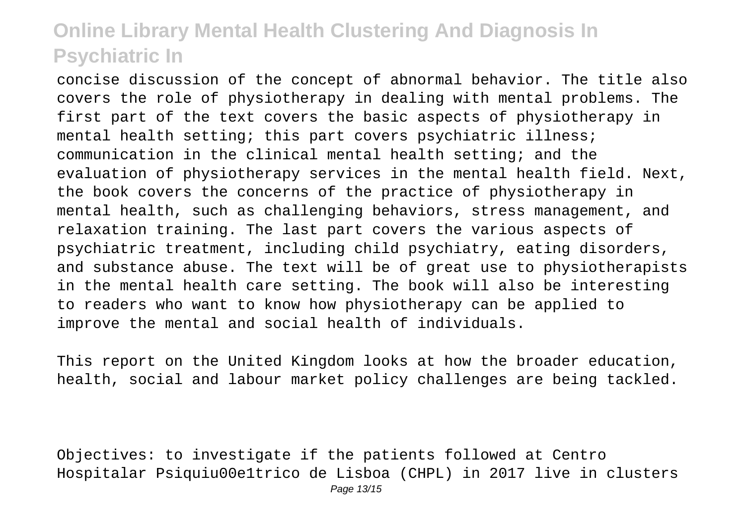concise discussion of the concept of abnormal behavior. The title also covers the role of physiotherapy in dealing with mental problems. The first part of the text covers the basic aspects of physiotherapy in mental health setting; this part covers psychiatric illness; communication in the clinical mental health setting; and the evaluation of physiotherapy services in the mental health field. Next, the book covers the concerns of the practice of physiotherapy in mental health, such as challenging behaviors, stress management, and relaxation training. The last part covers the various aspects of psychiatric treatment, including child psychiatry, eating disorders, and substance abuse. The text will be of great use to physiotherapists in the mental health care setting. The book will also be interesting to readers who want to know how physiotherapy can be applied to improve the mental and social health of individuals.

This report on the United Kingdom looks at how the broader education, health, social and labour market policy challenges are being tackled.

Objectives: to investigate if the patients followed at Centro Hospitalar Psiquiu00e1trico de Lisboa (CHPL) in 2017 live in clusters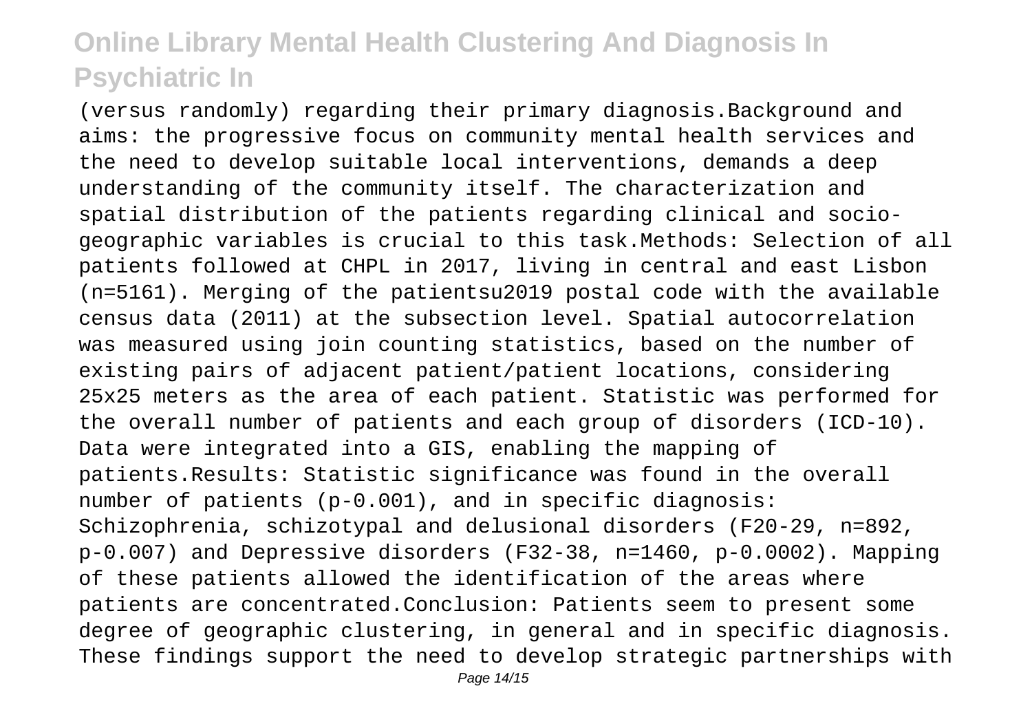(versus randomly) regarding their primary diagnosis.Background and aims: the progressive focus on community mental health services and the need to develop suitable local interventions, demands a deep understanding of the community itself. The characterization and spatial distribution of the patients regarding clinical and socio-geographic variables is crucial to this task.Methods: Selection of all patients followed at CHPL in 2017, living in central and east Lisbon (n=5161). Merging of the patientsu2019 postal code with the available census data (2011) at the subsection level. Spatial autocorrelation was measured using join counting statistics, based on the number of existing pairs of adjacent patient/patient locations, considering 25x25 meters as the area of each patient. Statistic was performed for the overall number of patients and each group of disorders (ICD-10). Data were integrated into a GIS, enabling the mapping of patients.Results: Statistic significance was found in the overall number of patients (p-0.001), and in specific diagnosis: Schizophrenia, schizotypal and delusional disorders (F20-29, n=892, p-0.007) and Depressive disorders (F32-38, n=1460, p-0.0002). Mapping of these patients allowed the identification of the areas where patients are concentrated.Conclusion: Patients seem to present some degree of geographic clustering, in general and in specific diagnosis. These findings support the need to develop strategic partnerships with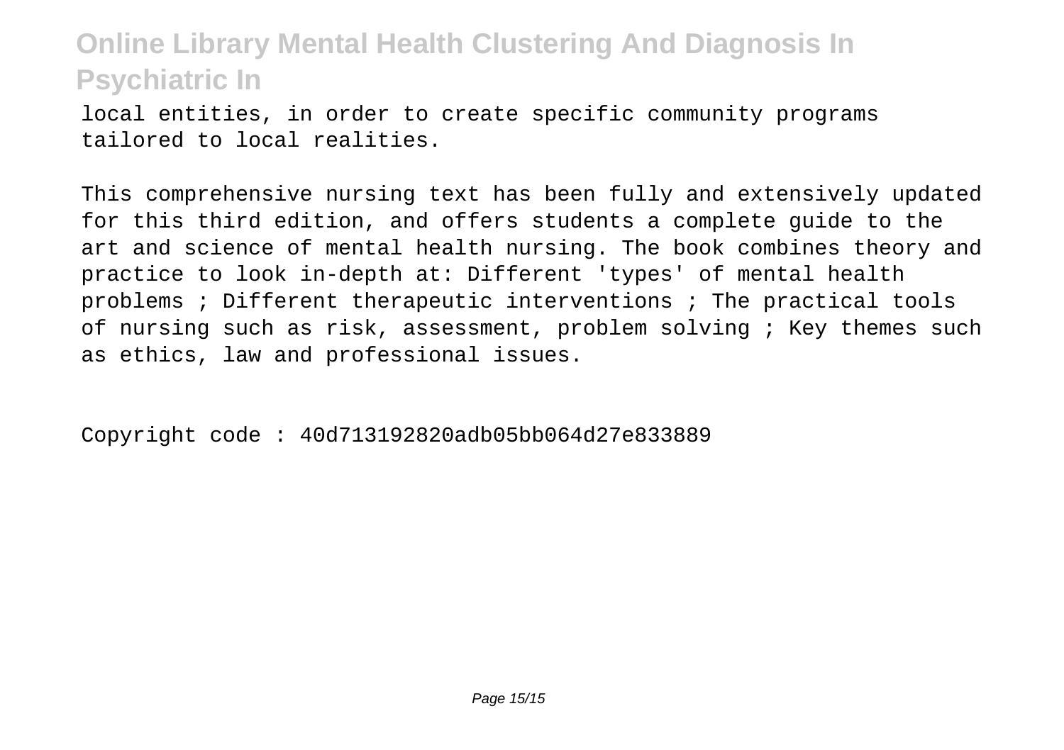local entities, in order to create specific community programs tailored to local realities.

This comprehensive nursing text has been fully and extensively updated for this third edition, and offers students a complete guide to the art and science of mental health nursing. The book combines theory and practice to look in-depth at: Different 'types' of mental health problems ; Different therapeutic interventions ; The practical tools of nursing such as risk, assessment, problem solving ; Key themes such as ethics, law and professional issues.

Copyright code : 40d713192820adb05bb064d27e833889